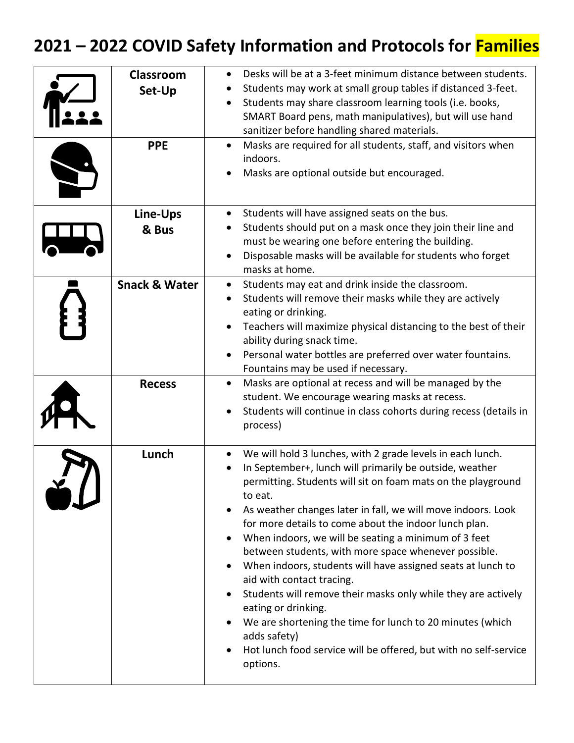# 2021 – 2022 COVID Safety Information and Protocols for Families

| | | |
|---|---|---|
| | **Classroom Set-Up** | • Desks will be at a 3-feet minimum distance between students.<br>• Students may work at small group tables if distanced 3-feet.<br>• Students may share classroom learning tools (i.e. books, SMART Board pens, math manipulatives), but will use hand sanitizer before handling shared materials. |
| | **PPE** | • Masks are required for all students, staff, and visitors when indoors.<br>• Masks are optional outside but encouraged. |
| | **Line-Ups & Bus** | • Students will have assigned seats on the bus.<br>• Students should put on a mask once they join their line and must be wearing one before entering the building.<br>• Disposable masks will be available for students who forget masks at home. |
| | **Snack & Water** | • Students may eat and drink inside the classroom.<br>• Students will remove their masks while they are actively eating or drinking.<br>• Teachers will maximize physical distancing to the best of their ability during snack time.<br>• Personal water bottles are preferred over water fountains. Fountains may be used if necessary. |
| | **Recess** | • Masks are optional at recess and will be managed by the student. We encourage wearing masks at recess.<br>• Students will continue in class cohorts during recess (details in process) |
| | **Lunch** | • We will hold 3 lunches, with 2 grade levels in each lunch.<br>• In September+, lunch will primarily be outside, weather permitting. Students will sit on foam mats on the playground to eat.<br>• As weather changes later in fall, we will move indoors. Look for more details to come about the indoor lunch plan.<br>• When indoors, we will be seating a minimum of 3 feet between students, with more space whenever possible.<br>• When indoors, students will have assigned seats at lunch to aid with contact tracing.<br>• Students will remove their masks only while they are actively eating or drinking.<br>• We are shortening the time for lunch to 20 minutes (which adds safety)<br>• Hot lunch food service will be offered, but with no self-service options. |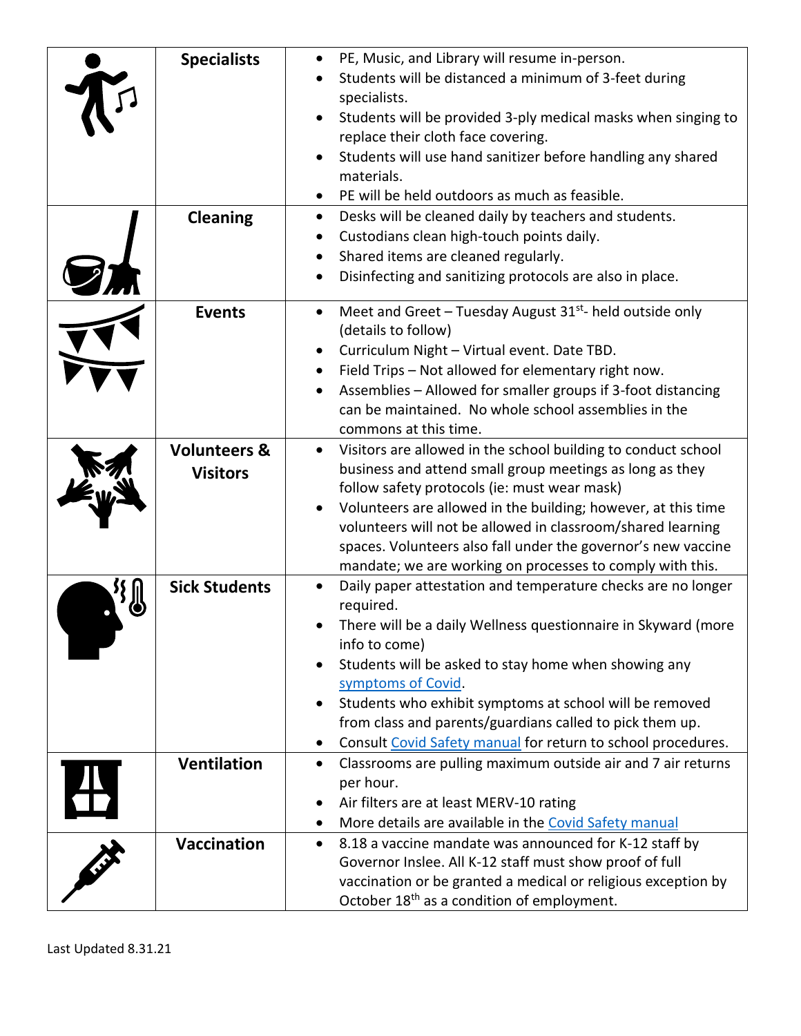| | | |
|---|---|---|
| | **Specialists** | • PE, Music, and Library will resume in-person.<br>• Students will be distanced a minimum of 3-feet during specialists.<br>• Students will be provided 3-ply medical masks when singing to replace their cloth face covering.<br>• Students will use hand sanitizer before handling any shared materials.<br>• PE will be held outdoors as much as feasible. |
| | **Cleaning** | • Desks will be cleaned daily by teachers and students.<br>• Custodians clean high-touch points daily.<br>• Shared items are cleaned regularly.<br>• Disinfecting and sanitizing protocols are also in place. |
| | **Events** | • Meet and Greet – Tuesday August 31st- held outside only (details to follow)<br>• Curriculum Night – Virtual event. Date TBD.<br>• Field Trips – Not allowed for elementary right now.<br>• Assemblies – Allowed for smaller groups if 3-foot distancing can be maintained. No whole school assemblies in the commons at this time. |
| | **Volunteers & Visitors** | • Visitors are allowed in the school building to conduct school business and attend small group meetings as long as they follow safety protocols (ie: must wear mask)<br>• Volunteers are allowed in the building; however, at this time volunteers will not be allowed in classroom/shared learning spaces. Volunteers also fall under the governor's new vaccine mandate; we are working on processes to comply with this. |
| | **Sick Students** | • Daily paper attestation and temperature checks are no longer required.<br>• There will be a daily Wellness questionnaire in Skyward (more info to come)<br>• Students will be asked to stay home when showing any symptoms of Covid.<br>• Students who exhibit symptoms at school will be removed from class and parents/guardians called to pick them up.<br>• Consult Covid Safety manual for return to school procedures. |
| | **Ventilation** | • Classrooms are pulling maximum outside air and 7 air returns per hour.<br>• Air filters are at least MERV-10 rating<br>• More details are available in the Covid Safety manual |
| | **Vaccination** | • 8.18 a vaccine mandate was announced for K-12 staff by Governor Inslee. All K-12 staff must show proof of full vaccination or be granted a medical or religious exception by October 18th as a condition of employment. |

Last Updated 8.31.21